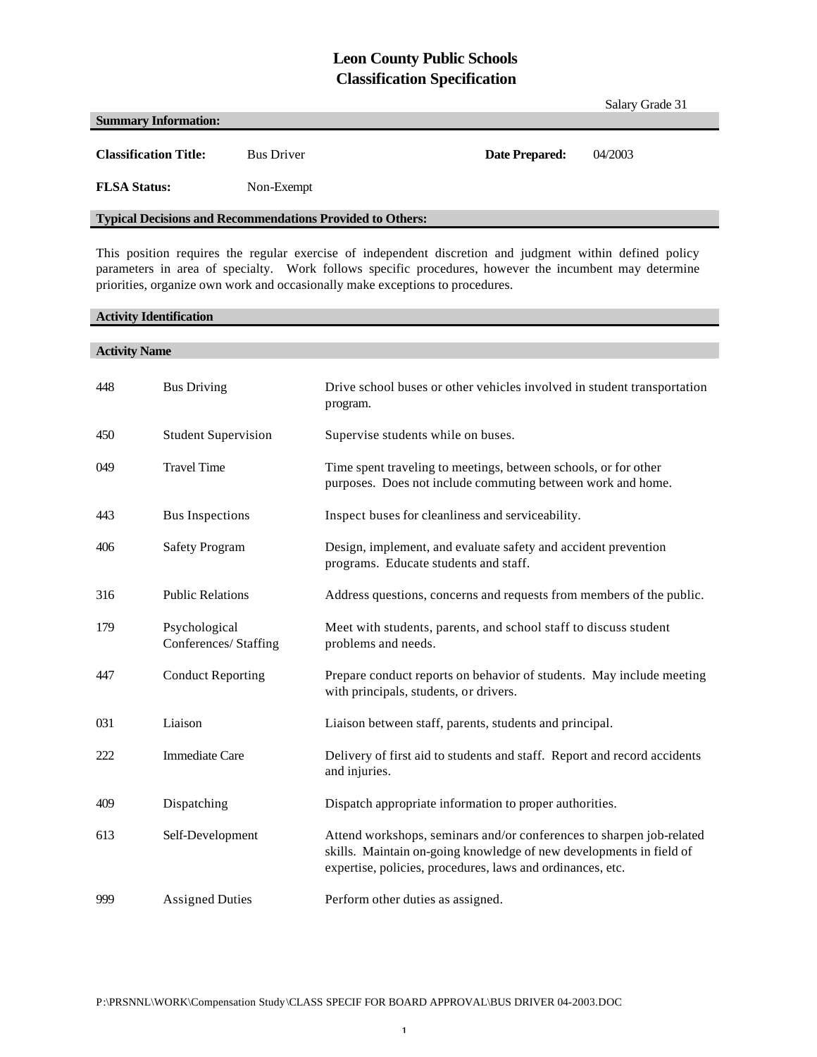# Leon County Public Schools
## Classification Specification

Salary Grade 31

### Summary Information:

**Classification Title:** Bus Driver **Date Prepared:** 04/2003

**FLSA Status:** Non-Exempt

### Typical Decisions and Recommendations Provided to Others:

This position requires the regular exercise of independent discretion and judgment within defined policy parameters in area of specialty. Work follows specific procedures, however the incumbent may determine priorities, organize own work and occasionally make exceptions to procedures.

### Activity Identification

### Activity Name

| | | |
|---|---|---|
| 448 | Bus Driving | Drive school buses or other vehicles involved in student transportation program. |
| 450 | Student Supervision | Supervise students while on buses. |
| 049 | Travel Time | Time spent traveling to meetings, between schools, or for other purposes. Does not include commuting between work and home. |
| 443 | Bus Inspections | Inspect buses for cleanliness and serviceability. |
| 406 | Safety Program | Design, implement, and evaluate safety and accident prevention programs. Educate students and staff. |
| 316 | Public Relations | Address questions, concerns and requests from members of the public. |
| 179 | Psychological Conferences/ Staffing | Meet with students, parents, and school staff to discuss student problems and needs. |
| 447 | Conduct Reporting | Prepare conduct reports on behavior of students. May include meeting with principals, students, or drivers. |
| 031 | Liaison | Liaison between staff, parents, students and principal. |
| 222 | Immediate Care | Delivery of first aid to students and staff. Report and record accidents and injuries. |
| 409 | Dispatching | Dispatch appropriate information to proper authorities. |
| 613 | Self-Development | Attend workshops, seminars and/or conferences to sharpen job-related skills. Maintain on-going knowledge of new developments in field of expertise, policies, procedures, laws and ordinances, etc. |
| 999 | Assigned Duties | Perform other duties as assigned. |

P:\PRSNNL\WORK\Compensation Study\CLASS SPECIF FOR BOARD APPROVAL\BUS DRIVER 04-2003.DOC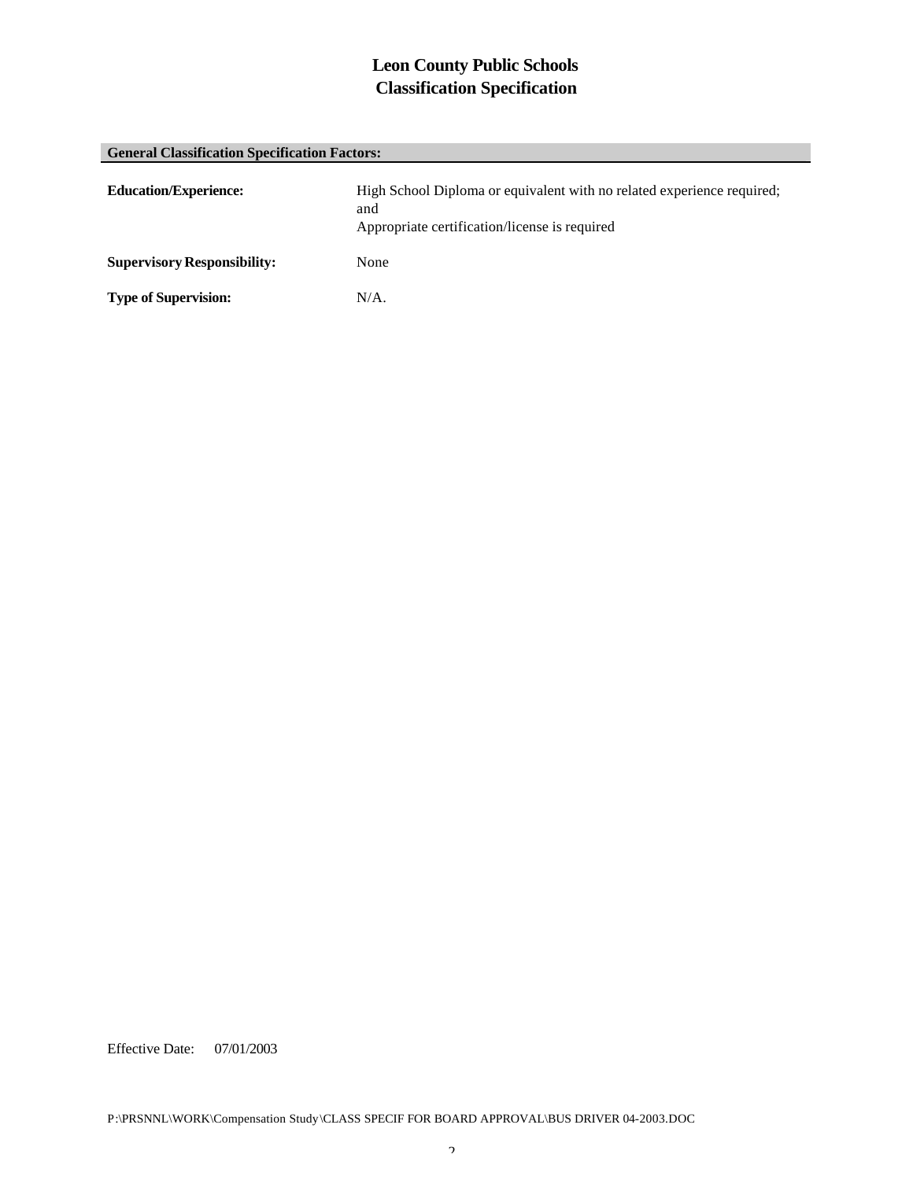# Leon County Public Schools
# Classification Specification

## General Classification Specification Factors:

**Education/Experience:** High School Diploma or equivalent with no related experience required; and
Appropriate certification/license is required

**Supervisory Responsibility:** None

**Type of Supervision:** N/A.

Effective Date: 07/01/2003

P:\PRSNNL\WORK\Compensation Study\CLASS SPECIF FOR BOARD APPROVAL\BUS DRIVER 04-2003.DOC